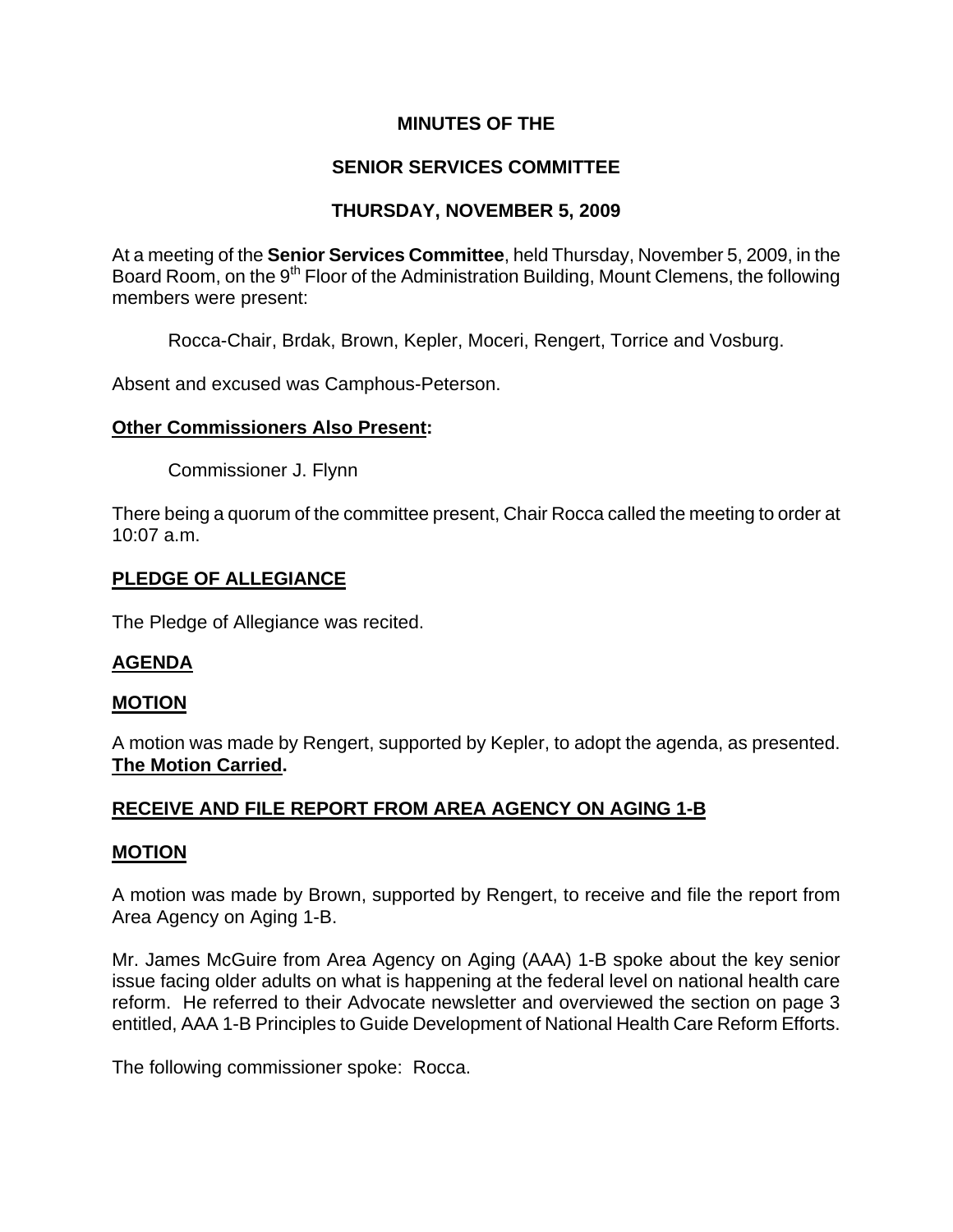**MINUTES OF THE**

**SENIOR SERVICES COMMITTEE**

**THURSDAY, NOVEMBER 5, 2009**

At a meeting of the **Senior Services Committee**, held Thursday, November 5, 2009, in the Board Room, on the 9th Floor of the Administration Building, Mount Clemens, the following members were present:

Rocca-Chair, Brdak, Brown, Kepler, Moceri, Rengert, Torrice and Vosburg.

Absent and excused was Camphous-Peterson.

**Other Commissioners Also Present:**

Commissioner J. Flynn

There being a quorum of the committee present, Chair Rocca called the meeting to order at 10:07 a.m.

**PLEDGE OF ALLEGIANCE**

The Pledge of Allegiance was recited.

**AGENDA**

**MOTION**

A motion was made by Rengert, supported by Kepler, to adopt the agenda, as presented. **The Motion Carried.**

**RECEIVE AND FILE REPORT FROM AREA AGENCY ON AGING 1-B**

**MOTION**

A motion was made by Brown, supported by Rengert, to receive and file the report from Area Agency on Aging 1-B.

Mr. James McGuire from Area Agency on Aging (AAA) 1-B spoke about the key senior issue facing older adults on what is happening at the federal level on national health care reform. He referred to their Advocate newsletter and overviewed the section on page 3 entitled, AAA 1-B Principles to Guide Development of National Health Care Reform Efforts.

The following commissioner spoke: Rocca.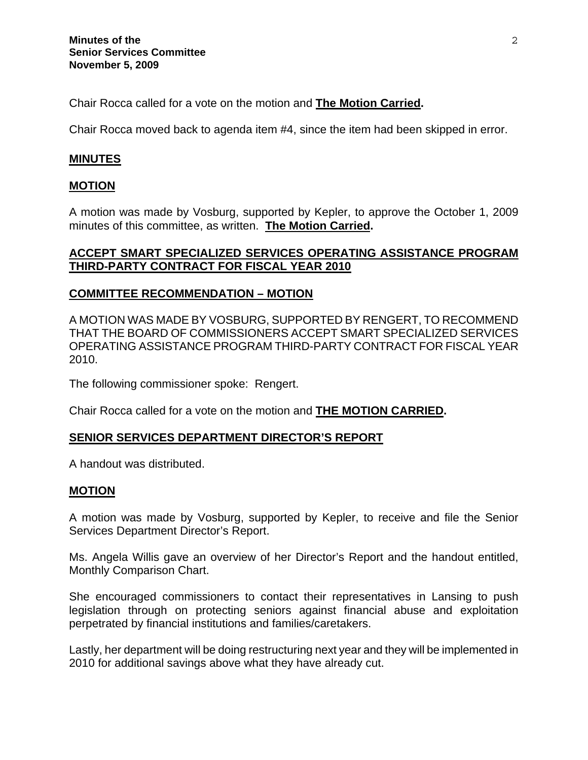Chair Rocca called for a vote on the motion and **The Motion Carried.**

Chair Rocca moved back to agenda item #4, since the item had been skipped in error.

## MINUTES

### MOTION

A motion was made by Vosburg, supported by Kepler, to approve the October 1, 2009 minutes of this committee, as written. **The Motion Carried.**

## ACCEPT SMART SPECIALIZED SERVICES OPERATING ASSISTANCE PROGRAM THIRD-PARTY CONTRACT FOR FISCAL YEAR 2010

### COMMITTEE RECOMMENDATION – MOTION

A MOTION WAS MADE BY VOSBURG, SUPPORTED BY RENGERT, TO RECOMMEND THAT THE BOARD OF COMMISSIONERS ACCEPT SMART SPECIALIZED SERVICES OPERATING ASSISTANCE PROGRAM THIRD-PARTY CONTRACT FOR FISCAL YEAR 2010.

The following commissioner spoke: Rengert.

Chair Rocca called for a vote on the motion and **THE MOTION CARRIED.**

## SENIOR SERVICES DEPARTMENT DIRECTOR'S REPORT

A handout was distributed.

### MOTION

A motion was made by Vosburg, supported by Kepler, to receive and file the Senior Services Department Director's Report.

Ms. Angela Willis gave an overview of her Director's Report and the handout entitled, Monthly Comparison Chart.

She encouraged commissioners to contact their representatives in Lansing to push legislation through on protecting seniors against financial abuse and exploitation perpetrated by financial institutions and families/caretakers.

Lastly, her department will be doing restructuring next year and they will be implemented in 2010 for additional savings above what they have already cut.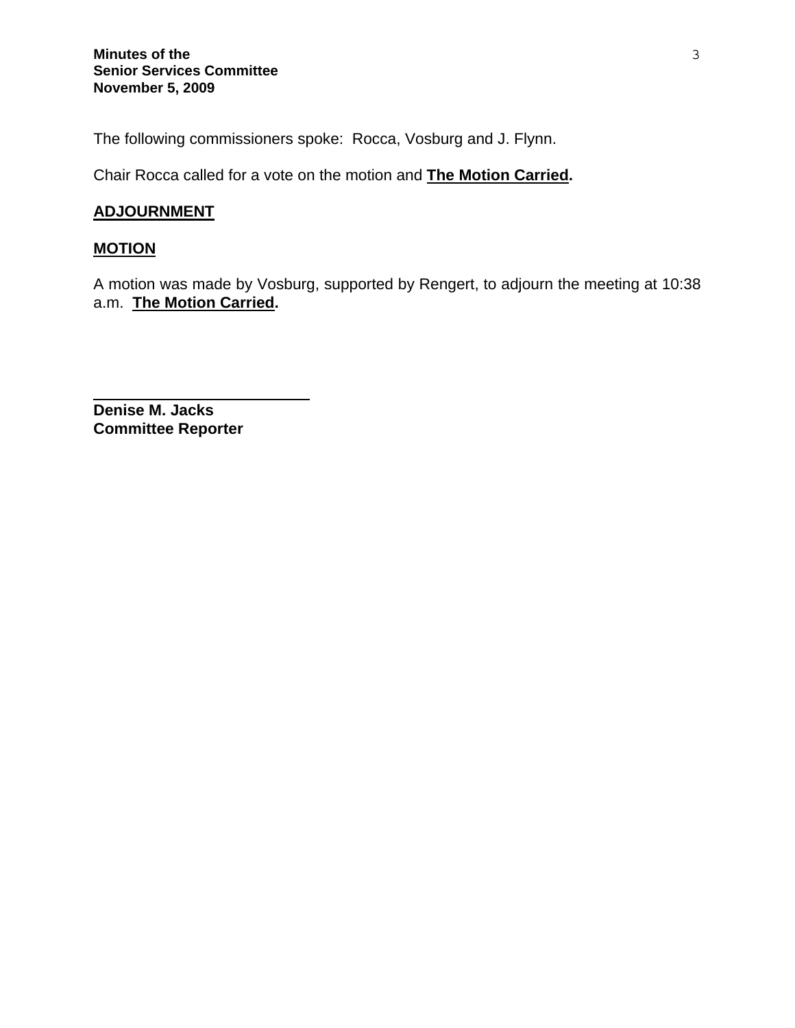The following commissioners spoke: Rocca, Vosburg and J. Flynn.

Chair Rocca called for a vote on the motion and **The Motion Carried.**

## ADJOURNMENT

## MOTION

A motion was made by Vosburg, supported by Rengert, to adjourn the meeting at 10:38 a.m. **The Motion Carried.**

______________________________

**Denise M. Jacks**
**Committee Reporter**